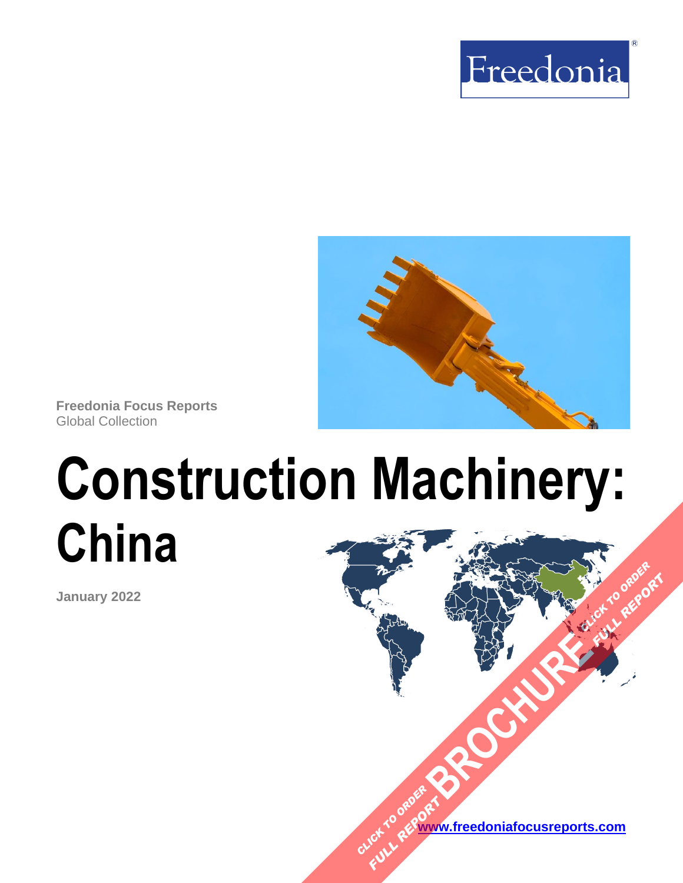Freedonia

Freedonia Focus Reports
Global Collection

# Construction Machinery: China

January 2022

[www.freedoniafocusreports.com](http://www.freedoniafocusreports.com)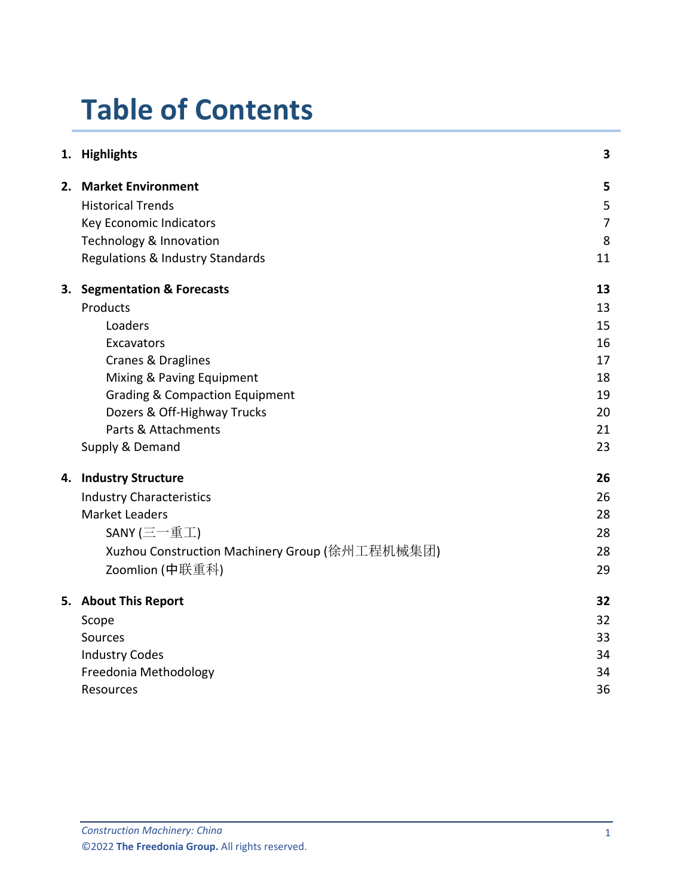# Table of Contents

| | | |
|---|---|---|
| 1. | **Highlights** | **3** |
| 2. | **Market Environment** | **5** |
| | Historical Trends | 5 |
| | Key Economic Indicators | 7 |
| | Technology & Innovation | 8 |
| | Regulations & Industry Standards | 11 |
| 3. | **Segmentation & Forecasts** | **13** |
| | Products | 13 |
| | Loaders | 15 |
| | Excavators | 16 |
| | Cranes & Draglines | 17 |
| | Mixing & Paving Equipment | 18 |
| | Grading & Compaction Equipment | 19 |
| | Dozers & Off-Highway Trucks | 20 |
| | Parts & Attachments | 21 |
| | Supply & Demand | 23 |
| 4. | **Industry Structure** | **26** |
| | Industry Characteristics | 26 |
| | Market Leaders | 28 |
| | SANY (三一重工) | 28 |
| | Xuzhou Construction Machinery Group (徐州工程机械集团) | 28 |
| | Zoomlion (中联重科) | 29 |
| 5. | **About This Report** | **32** |
| | Scope | 32 |
| | Sources | 33 |
| | Industry Codes | 34 |
| | Freedonia Methodology | 34 |
| | Resources | 36 |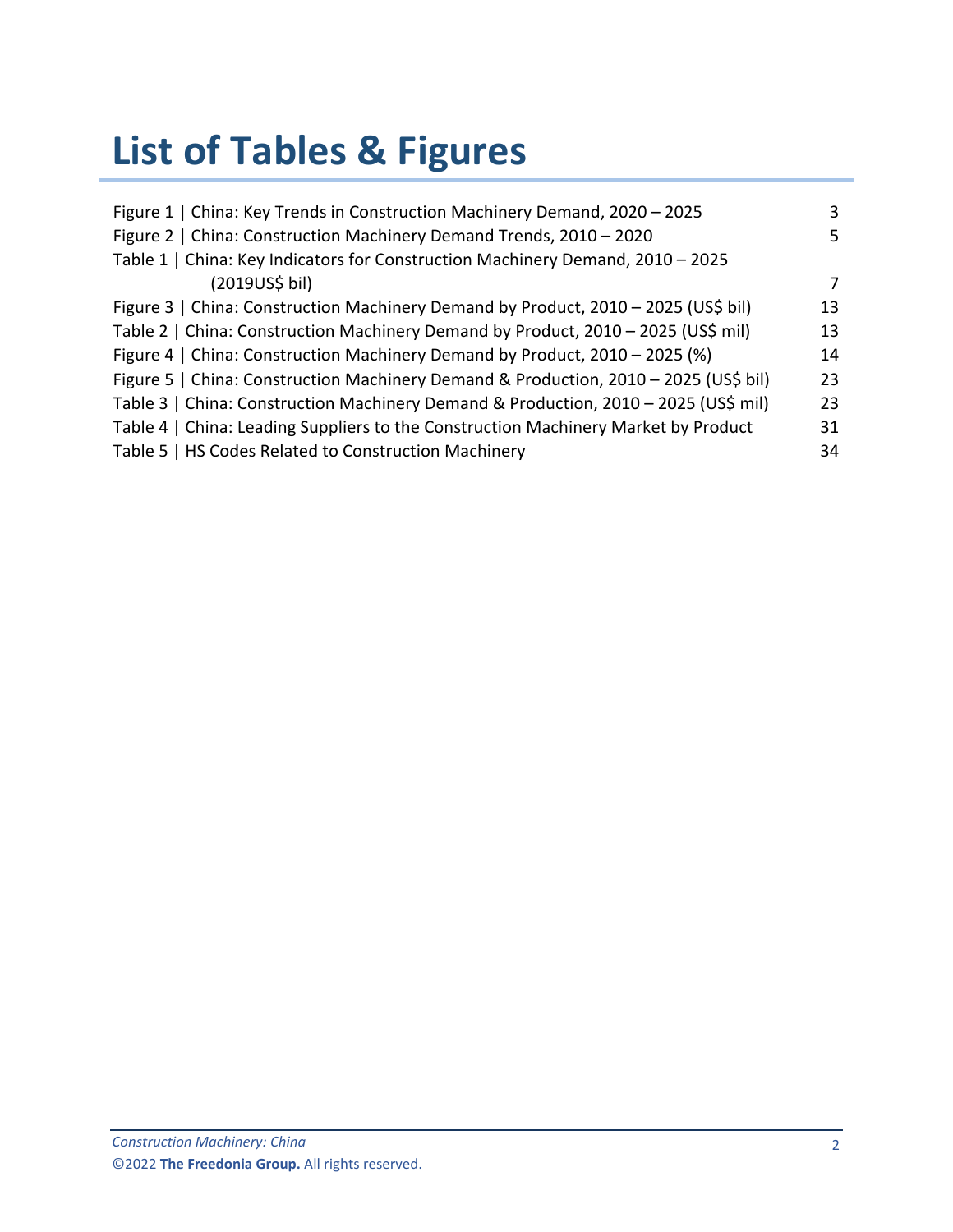# List of Tables & Figures

| | |
|---|---|
| Figure 1 \| China: Key Trends in Construction Machinery Demand, 2020 – 2025 | 3 |
| Figure 2 \| China: Construction Machinery Demand Trends, 2010 – 2020 | 5 |
| Table 1 \| China: Key Indicators for Construction Machinery Demand, 2010 – 2025 (2019US$ bil) | 7 |
| Figure 3 \| China: Construction Machinery Demand by Product, 2010 – 2025 (US$ bil) | 13 |
| Table 2 \| China: Construction Machinery Demand by Product, 2010 – 2025 (US$ mil) | 13 |
| Figure 4 \| China: Construction Machinery Demand by Product, 2010 – 2025 (%) | 14 |
| Figure 5 \| China: Construction Machinery Demand & Production, 2010 – 2025 (US$ bil) | 23 |
| Table 3 \| China: Construction Machinery Demand & Production, 2010 – 2025 (US$ mil) | 23 |
| Table 4 \| China: Leading Suppliers to the Construction Machinery Market by Product | 31 |
| Table 5 \| HS Codes Related to Construction Machinery | 34 |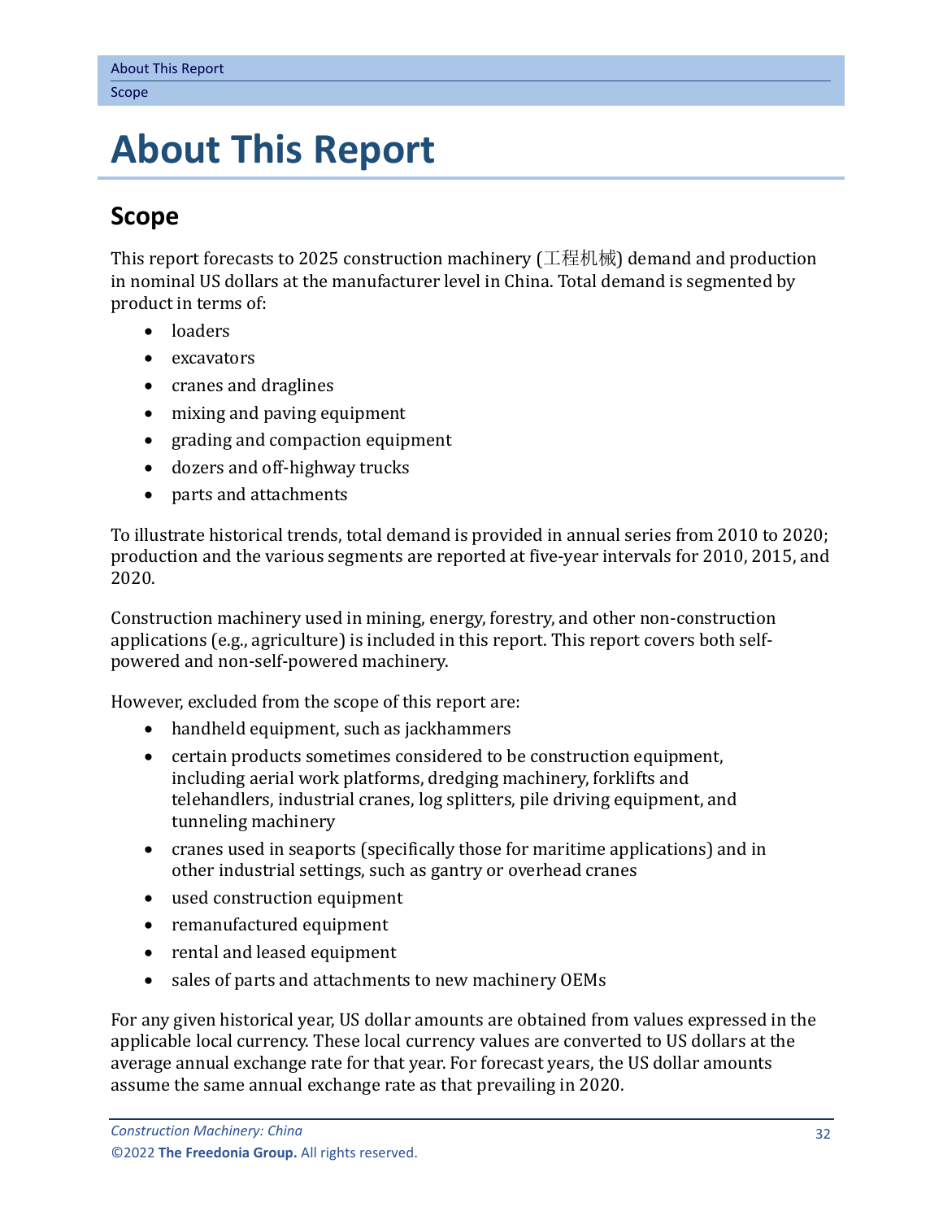# About This Report

## Scope

This report forecasts to 2025 construction machinery (工程机械) demand and production in nominal US dollars at the manufacturer level in China. Total demand is segmented by product in terms of:

- loaders
- excavators
- cranes and draglines
- mixing and paving equipment
- grading and compaction equipment
- dozers and off-highway trucks
- parts and attachments

To illustrate historical trends, total demand is provided in annual series from 2010 to 2020; production and the various segments are reported at five-year intervals for 2010, 2015, and 2020.

Construction machinery used in mining, energy, forestry, and other non-construction applications (e.g., agriculture) is included in this report. This report covers both self-powered and non-self-powered machinery.

However, excluded from the scope of this report are:

- handheld equipment, such as jackhammers
- certain products sometimes considered to be construction equipment, including aerial work platforms, dredging machinery, forklifts and telehandlers, industrial cranes, log splitters, pile driving equipment, and tunneling machinery
- cranes used in seaports (specifically those for maritime applications) and in other industrial settings, such as gantry or overhead cranes
- used construction equipment
- remanufactured equipment
- rental and leased equipment
- sales of parts and attachments to new machinery OEMs

For any given historical year, US dollar amounts are obtained from values expressed in the applicable local currency. These local currency values are converted to US dollars at the average annual exchange rate for that year. For forecast years, the US dollar amounts assume the same annual exchange rate as that prevailing in 2020.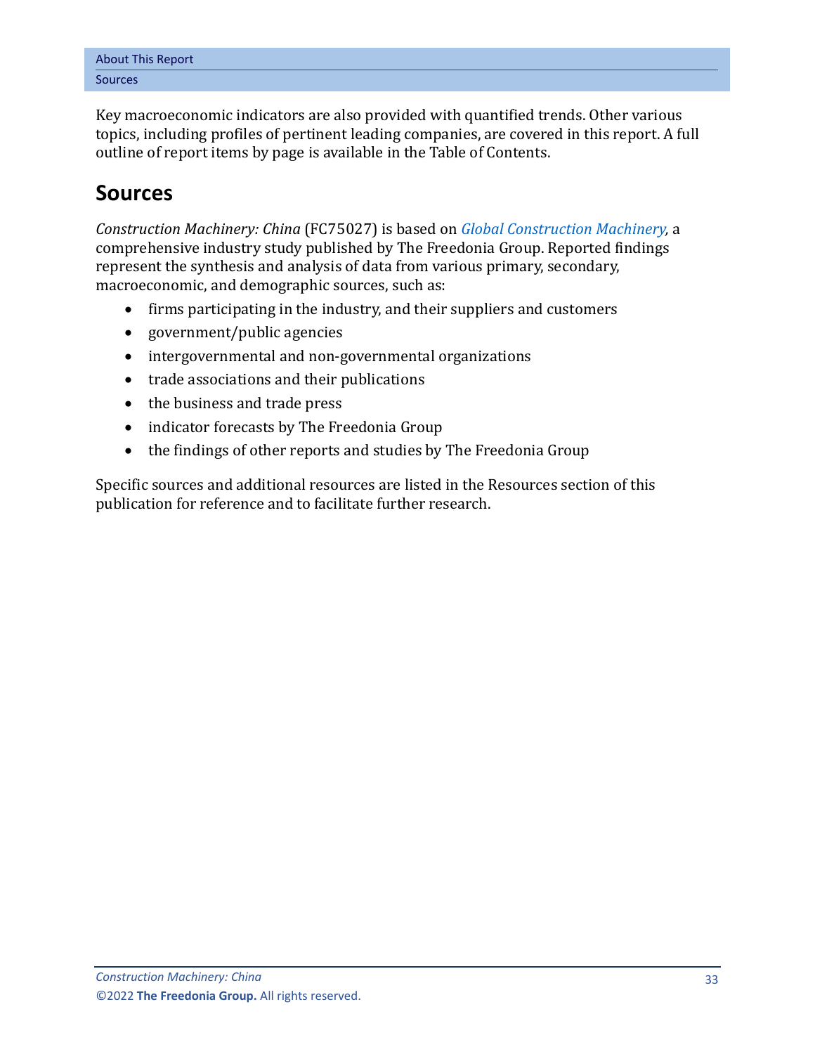Key macroeconomic indicators are also provided with quantified trends. Other various topics, including profiles of pertinent leading companies, are covered in this report. A full outline of report items by page is available in the Table of Contents.

## Sources

*Construction Machinery: China* (FC75027) is based on *Global Construction Machinery*, a comprehensive industry study published by The Freedonia Group. Reported findings represent the synthesis and analysis of data from various primary, secondary, macroeconomic, and demographic sources, such as:

- firms participating in the industry, and their suppliers and customers
- government/public agencies
- intergovernmental and non-governmental organizations
- trade associations and their publications
- the business and trade press
- indicator forecasts by The Freedonia Group
- the findings of other reports and studies by The Freedonia Group

Specific sources and additional resources are listed in the Resources section of this publication for reference and to facilitate further research.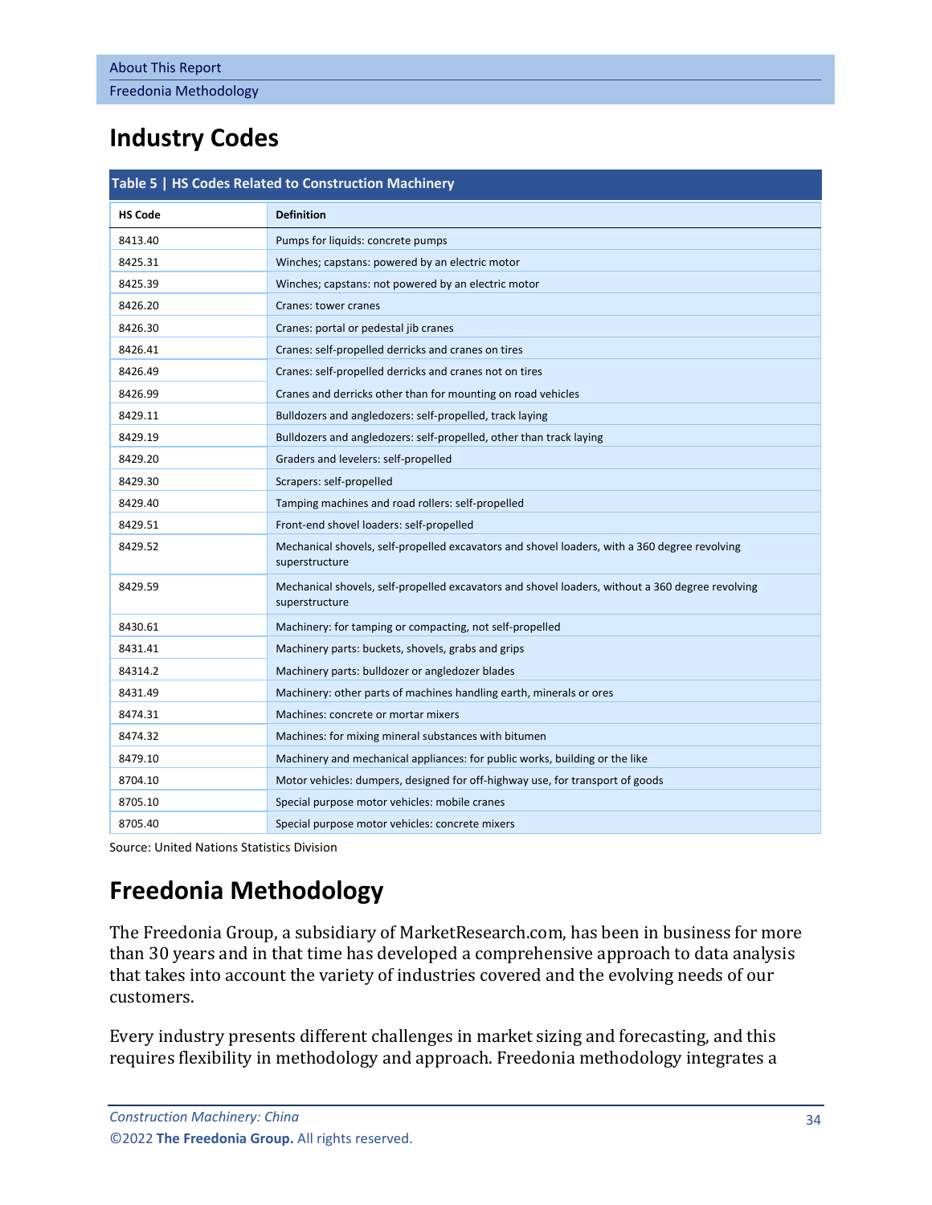# Industry Codes

| Table 5 \| HS Codes Related to Construction Machinery | |
|---|---|
| **HS Code** | **Definition** |
| 8413.40 | Pumps for liquids: concrete pumps |
| 8425.31 | Winches; capstans: powered by an electric motor |
| 8425.39 | Winches; capstans: not powered by an electric motor |
| 8426.20 | Cranes: tower cranes |
| 8426.30 | Cranes: portal or pedestal jib cranes |
| 8426.41 | Cranes: self-propelled derricks and cranes on tires |
| 8426.49 | Cranes: self-propelled derricks and cranes not on tires |
| 8426.99 | Cranes and derricks other than for mounting on road vehicles |
| 8429.11 | Bulldozers and angledozers: self-propelled, track laying |
| 8429.19 | Bulldozers and angledozers: self-propelled, other than track laying |
| 8429.20 | Graders and levelers: self-propelled |
| 8429.30 | Scrapers: self-propelled |
| 8429.40 | Tamping machines and road rollers: self-propelled |
| 8429.51 | Front-end shovel loaders: self-propelled |
| 8429.52 | Mechanical shovels, self-propelled excavators and shovel loaders, with a 360 degree revolving superstructure |
| 8429.59 | Mechanical shovels, self-propelled excavators and shovel loaders, without a 360 degree revolving superstructure |
| 8430.61 | Machinery: for tamping or compacting, not self-propelled |
| 8431.41 | Machinery parts: buckets, shovels, grabs and grips |
| 84314.2 | Machinery parts: bulldozer or angledozer blades |
| 8431.49 | Machinery: other parts of machines handling earth, minerals or ores |
| 8474.31 | Machines: concrete or mortar mixers |
| 8474.32 | Machines: for mixing mineral substances with bitumen |
| 8479.10 | Machinery and mechanical appliances: for public works, building or the like |
| 8704.10 | Motor vehicles: dumpers, designed for off-highway use, for transport of goods |
| 8705.10 | Special purpose motor vehicles: mobile cranes |
| 8705.40 | Special purpose motor vehicles: concrete mixers |

Source: United Nations Statistics Division

# Freedonia Methodology

The Freedonia Group, a subsidiary of MarketResearch.com, has been in business for more than 30 years and in that time has developed a comprehensive approach to data analysis that takes into account the variety of industries covered and the evolving needs of our customers.

Every industry presents different challenges in market sizing and forecasting, and this requires flexibility in methodology and approach. Freedonia methodology integrates a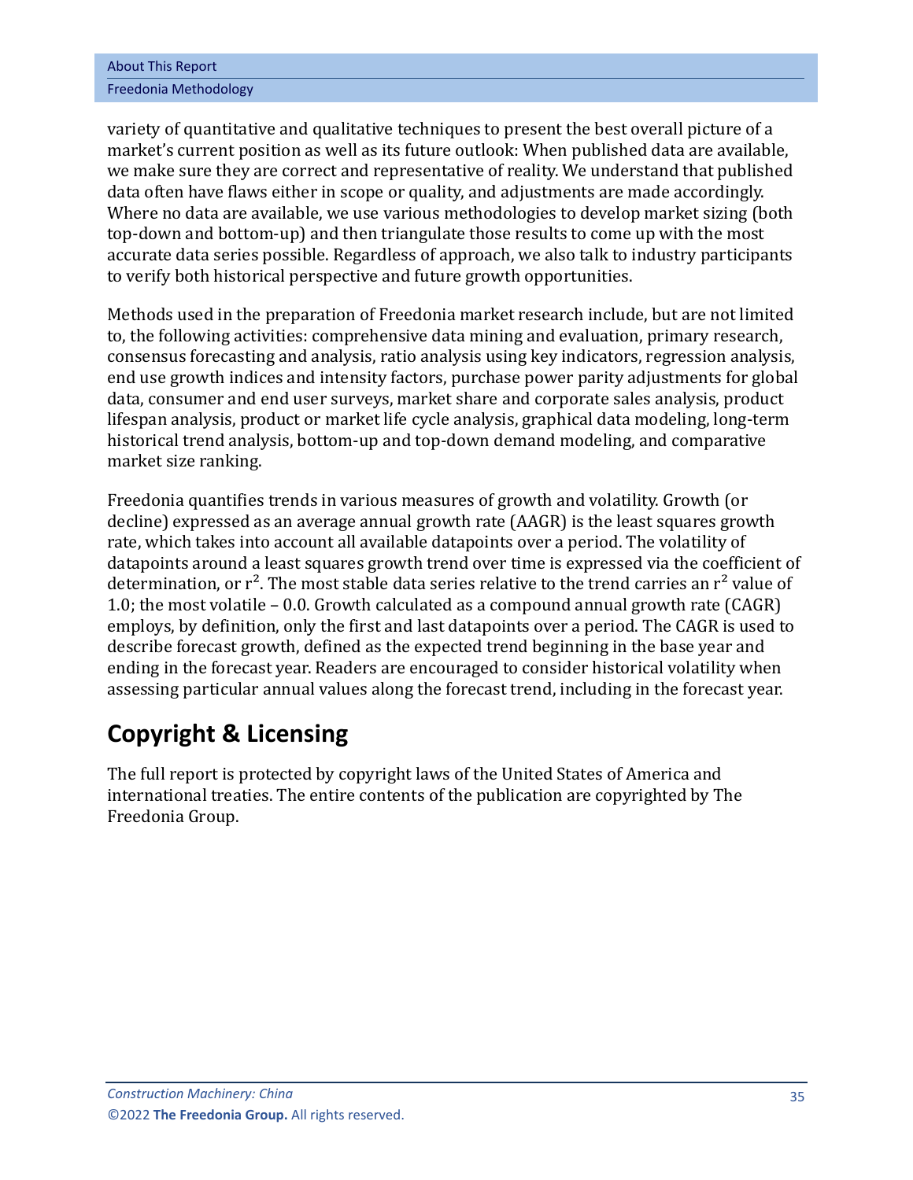variety of quantitative and qualitative techniques to present the best overall picture of a market's current position as well as its future outlook: When published data are available, we make sure they are correct and representative of reality. We understand that published data often have flaws either in scope or quality, and adjustments are made accordingly. Where no data are available, we use various methodologies to develop market sizing (both top-down and bottom-up) and then triangulate those results to come up with the most accurate data series possible. Regardless of approach, we also talk to industry participants to verify both historical perspective and future growth opportunities.

Methods used in the preparation of Freedonia market research include, but are not limited to, the following activities: comprehensive data mining and evaluation, primary research, consensus forecasting and analysis, ratio analysis using key indicators, regression analysis, end use growth indices and intensity factors, purchase power parity adjustments for global data, consumer and end user surveys, market share and corporate sales analysis, product lifespan analysis, product or market life cycle analysis, graphical data modeling, long-term historical trend analysis, bottom-up and top-down demand modeling, and comparative market size ranking.

Freedonia quantifies trends in various measures of growth and volatility. Growth (or decline) expressed as an average annual growth rate (AAGR) is the least squares growth rate, which takes into account all available datapoints over a period. The volatility of datapoints around a least squares growth trend over time is expressed via the coefficient of determination, or $r^2$. The most stable data series relative to the trend carries an $r^2$ value of 1.0; the most volatile – 0.0. Growth calculated as a compound annual growth rate (CAGR) employs, by definition, only the first and last datapoints over a period. The CAGR is used to describe forecast growth, defined as the expected trend beginning in the base year and ending in the forecast year. Readers are encouraged to consider historical volatility when assessing particular annual values along the forecast trend, including in the forecast year.

## Copyright & Licensing

The full report is protected by copyright laws of the United States of America and international treaties. The entire contents of the publication are copyrighted by The Freedonia Group.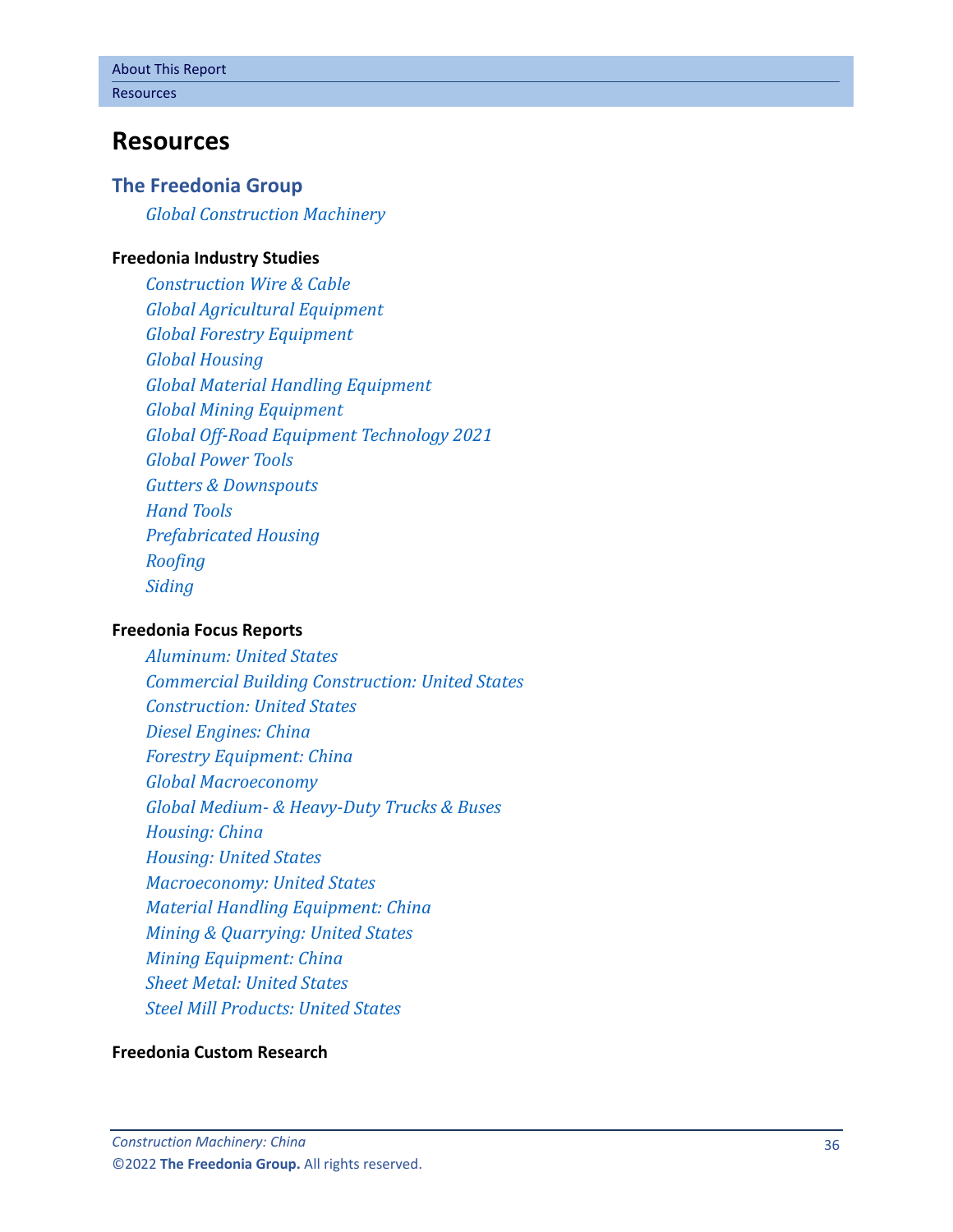# Resources

## The Freedonia Group

*Global Construction Machinery*

**Freedonia Industry Studies**

*Construction Wire & Cable*
*Global Agricultural Equipment*
*Global Forestry Equipment*
*Global Housing*
*Global Material Handling Equipment*
*Global Mining Equipment*
*Global Off-Road Equipment Technology 2021*
*Global Power Tools*
*Gutters & Downspouts*
*Hand Tools*
*Prefabricated Housing*
*Roofing*
*Siding*

**Freedonia Focus Reports**

*Aluminum: United States*
*Commercial Building Construction: United States*
*Construction: United States*
*Diesel Engines: China*
*Forestry Equipment: China*
*Global Macroeconomy*
*Global Medium- & Heavy-Duty Trucks & Buses*
*Housing: China*
*Housing: United States*
*Macroeconomy: United States*
*Material Handling Equipment: China*
*Mining & Quarrying: United States*
*Mining Equipment: China*
*Sheet Metal: United States*
*Steel Mill Products: United States*

**Freedonia Custom Research**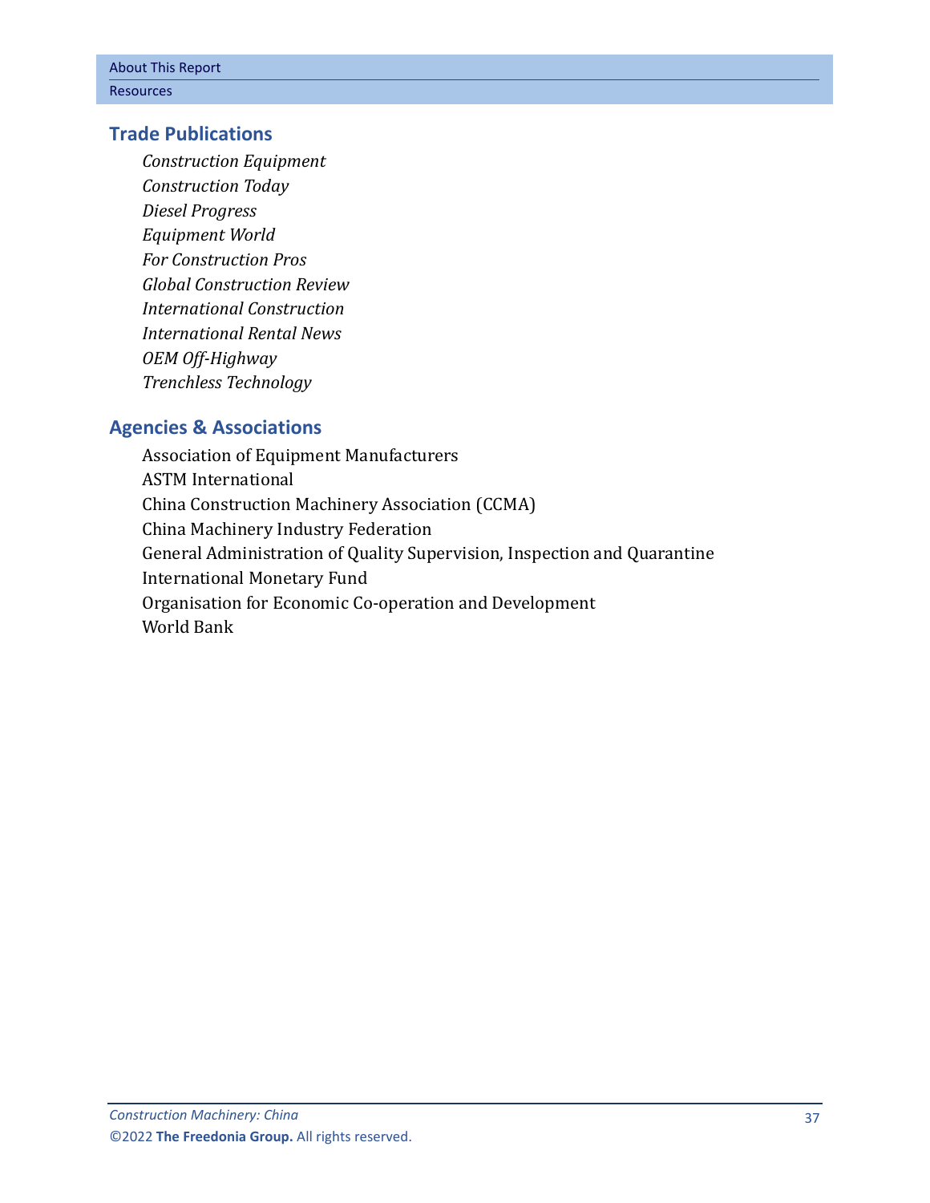## Trade Publications

*Construction Equipment*
*Construction Today*
*Diesel Progress*
*Equipment World*
*For Construction Pros*
*Global Construction Review*
*International Construction*
*International Rental News*
*OEM Off-Highway*
*Trenchless Technology*

## Agencies & Associations

Association of Equipment Manufacturers
ASTM International
China Construction Machinery Association (CCMA)
China Machinery Industry Federation
General Administration of Quality Supervision, Inspection and Quarantine
International Monetary Fund
Organisation for Economic Co-operation and Development
World Bank